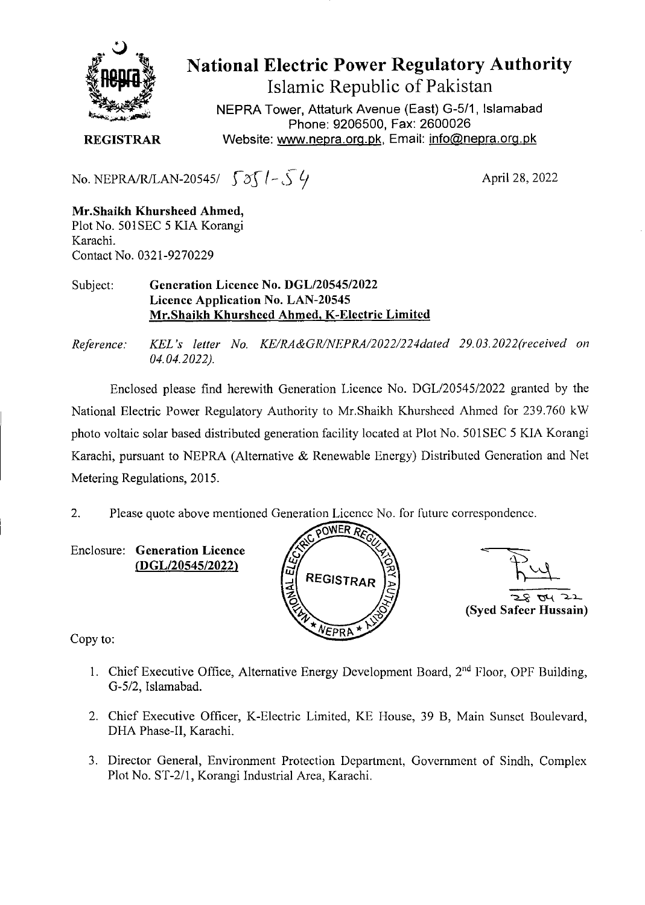# National Electric Power Regulatory Authority

Islamic Republic of Pakistan

NEPRA Tower, Attaturk Avenue (East) G-5/1, Islamabad
Phone: 9206500, Fax: 2600026
Website: www.nepra.org.pk, Email: info@nepra.org.pk

**REGISTRAR**

No. NEPRA/R/LAN-20545/ 5351-54

April 28, 2022

**Mr.Shaikh Khursheed Ahmed,**
Plot No. 501SEC 5 KIA Korangi
Karachi.
Contact No. 0321-9270229

Subject: **Generation Licence No. DGL/20545/2022**
**Licence Application No. LAN-20545**
**Mr.Shaikh Khursheed Ahmed, K-Electric Limited**

*Reference: KEL's letter No. KE/RA&GR/NEPRA/2022/224dated 29.03.2022(received on 04.04.2022).*

Enclosed please find herewith Generation Licence No. DGL/20545/2022 granted by the National Electric Power Regulatory Authority to Mr.Shaikh Khursheed Ahmed for 239.760 kW photo voltaic solar based distributed generation facility located at Plot No. 501SEC 5 KIA Korangi Karachi, pursuant to NEPRA (Alternative & Renewable Energy) Distributed Generation and Net Metering Regulations, 2015.

2. Please quote above mentioned Generation Licence No. for future correspondence.

Enclosure: **Generation Licence**
**(DGL/20545/2022)**

28 04 22
**(Syed Safeer Hussain)**

Copy to:

1. Chief Executive Office, Alternative Energy Development Board, 2nd Floor, OPF Building, G-5/2, Islamabad.
2. Chief Executive Officer, K-Electric Limited, KE House, 39 B, Main Sunset Boulevard, DHA Phase-II, Karachi.
3. Director General, Environment Protection Department, Government of Sindh, Complex Plot No. ST-2/1, Korangi Industrial Area, Karachi.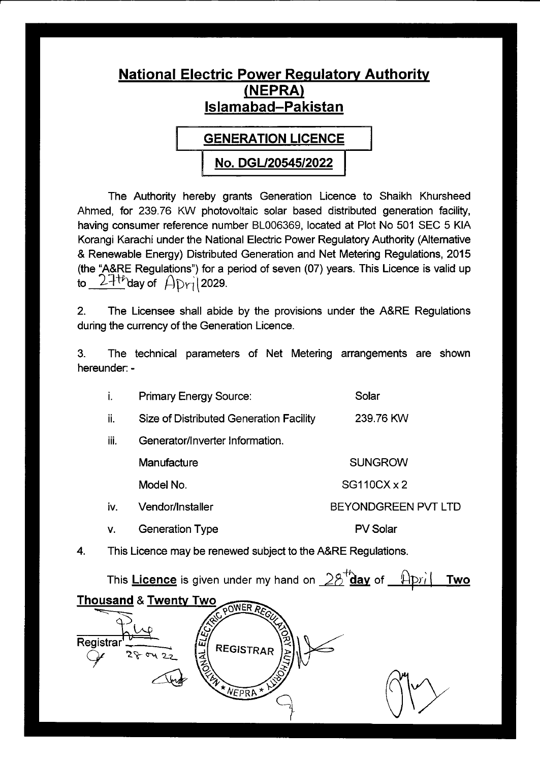# National Electric Power Regulatory Authority (NEPRA) Islamabad–Pakistan

## GENERATION LICENCE

## No. DGL/20545/2022

The Authority hereby grants Generation Licence to Shaikh Khursheed Ahmed, for 239.76 KW photovoltaic solar based distributed generation facility, having consumer reference number BL006369, located at Plot No 501 SEC 5 KIA Korangi Karachi under the National Electric Power Regulatory Authority (Alternative & Renewable Energy) Distributed Generation and Net Metering Regulations, 2015 (the "A&RE Regulations") for a period of seven (07) years. This Licence is valid up to 27th day of April 2029.

2. The Licensee shall abide by the provisions under the A&RE Regulations during the currency of the Generation Licence.

3. The technical parameters of Net Metering arrangements are shown hereunder: -

| | | |
|---|---|---|
| i. | Primary Energy Source: | Solar |
| ii. | Size of Distributed Generation Facility | 239.76 KW |
| iii. | Generator/Inverter Information. | |
| | Manufacture | SUNGROW |
| | Model No. | SG110CX x 2 |
| iv. | Vendor/Installer | BEYONDGREEN PVT LTD |
| v. | Generation Type | PV Solar |

4. This Licence may be renewed subject to the A&RE Regulations.

This **Licence** is given under my hand on 28th **day** of April **Two Thousand** & **Twenty Two**

Registrar
28 04 22

REGISTRAR
NATIONAL ELECTRIC POWER REGULATORY AUTHORITY
NEPRA